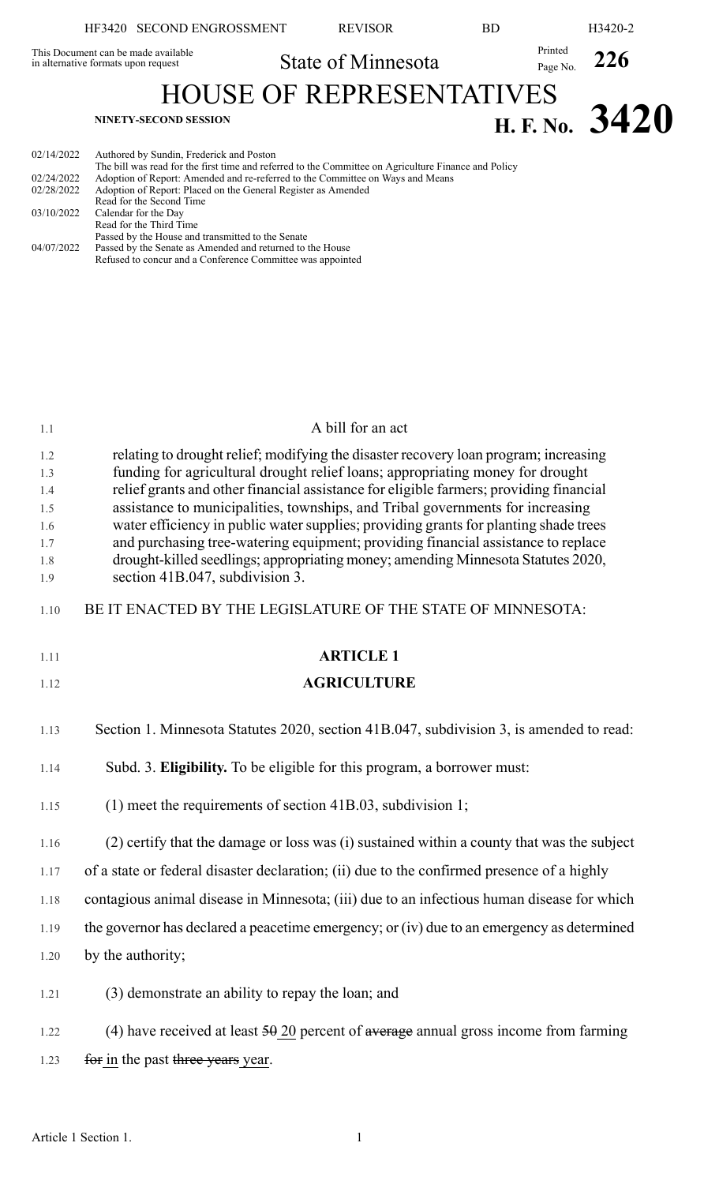HF3420 SECOND ENGROSSMENT REVISOR BD H3420-2

This Document can be made available in alternative formats upon request

State of Minnesota

Printed Page No. **226**

# HOUSE OF REPRESENTATIVES

**NINETY-SECOND SESSION** **H. F. No. 3420**

| | |
|---|---|
| 02/14/2022 | Authored by Sundin, Frederick and Poston |
| | The bill was read for the first time and referred to the Committee on Agriculture Finance and Policy |
| 02/24/2022 | Adoption of Report: Amended and re-referred to the Committee on Ways and Means |
| 02/28/2022 | Adoption of Report: Placed on the General Register as Amended |
| | Read for the Second Time |
| 03/10/2022 | Calendar for the Day |
| | Read for the Third Time |
| | Passed by the House and transmitted to the Senate |
| 04/07/2022 | Passed by the Senate as Amended and returned to the House |
| | Refused to concur and a Conference Committee was appointed |

A bill for an act

relating to drought relief; modifying the disaster recovery loan program; increasing funding for agricultural drought relief loans; appropriating money for drought relief grants and other financial assistance for eligible farmers; providing financial assistance to municipalities, townships, and Tribal governments for increasing water efficiency in public water supplies; providing grants for planting shade trees and purchasing tree-watering equipment; providing financial assistance to replace drought-killed seedlings; appropriating money; amending Minnesota Statutes 2020, section 41B.047, subdivision 3.

BE IT ENACTED BY THE LEGISLATURE OF THE STATE OF MINNESOTA:

## ARTICLE 1

## AGRICULTURE

Section 1. Minnesota Statutes 2020, section 41B.047, subdivision 3, is amended to read:

Subd. 3. **Eligibility.** To be eligible for this program, a borrower must:

(1) meet the requirements of section 41B.03, subdivision 1;

(2) certify that the damage or loss was (i) sustained within a county that was the subject of a state or federal disaster declaration; (ii) due to the confirmed presence of a highly contagious animal disease in Minnesota; (iii) due to an infectious human disease for which the governor has declared a peacetime emergency; or (iv) due to an emergency as determined by the authority;

(3) demonstrate an ability to repay the loan; and

(4) have received at least ~~50~~ 20 percent of ~~average~~ annual gross income from farming ~~for~~ in the past ~~three years~~ year.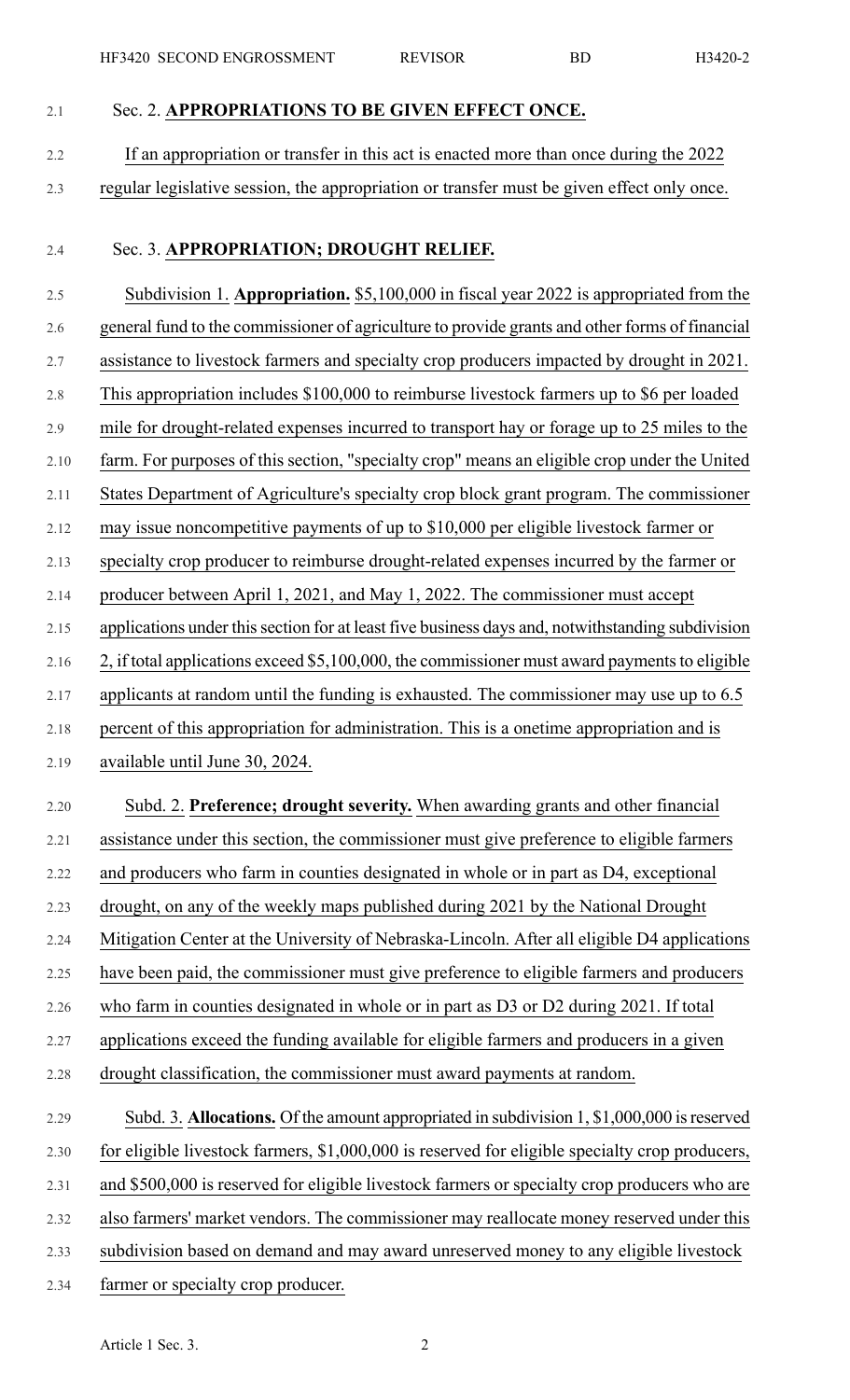Sec. 2. **APPROPRIATIONS TO BE GIVEN EFFECT ONCE.**

If an appropriation or transfer in this act is enacted more than once during the 2022 regular legislative session, the appropriation or transfer must be given effect only once.

Sec. 3. **APPROPRIATION; DROUGHT RELIEF.**

Subdivision 1. **Appropriation.** $5,100,000 in fiscal year 2022 is appropriated from the general fund to the commissioner of agriculture to provide grants and other forms of financial assistance to livestock farmers and specialty crop producers impacted by drought in 2021. This appropriation includes $100,000 to reimburse livestock farmers up to $6 per loaded mile for drought-related expenses incurred to transport hay or forage up to 25 miles to the farm. For purposes of this section, "specialty crop" means an eligible crop under the United States Department of Agriculture's specialty crop block grant program. The commissioner may issue noncompetitive payments of up to $10,000 per eligible livestock farmer or specialty crop producer to reimburse drought-related expenses incurred by the farmer or producer between April 1, 2021, and May 1, 2022. The commissioner must accept applications under this section for at least five business days and, notwithstanding subdivision 2, if total applications exceed $5,100,000, the commissioner must award payments to eligible applicants at random until the funding is exhausted. The commissioner may use up to 6.5 percent of this appropriation for administration. This is a onetime appropriation and is available until June 30, 2024.

Subd. 2. **Preference; drought severity.** When awarding grants and other financial assistance under this section, the commissioner must give preference to eligible farmers and producers who farm in counties designated in whole or in part as D4, exceptional drought, on any of the weekly maps published during 2021 by the National Drought Mitigation Center at the University of Nebraska-Lincoln. After all eligible D4 applications have been paid, the commissioner must give preference to eligible farmers and producers who farm in counties designated in whole or in part as D3 or D2 during 2021. If total applications exceed the funding available for eligible farmers and producers in a given drought classification, the commissioner must award payments at random.

Subd. 3. **Allocations.** Of the amount appropriated in subdivision 1, $1,000,000 is reserved for eligible livestock farmers, $1,000,000 is reserved for eligible specialty crop producers, and $500,000 is reserved for eligible livestock farmers or specialty crop producers who are also farmers' market vendors. The commissioner may reallocate money reserved under this subdivision based on demand and may award unreserved money to any eligible livestock farmer or specialty crop producer.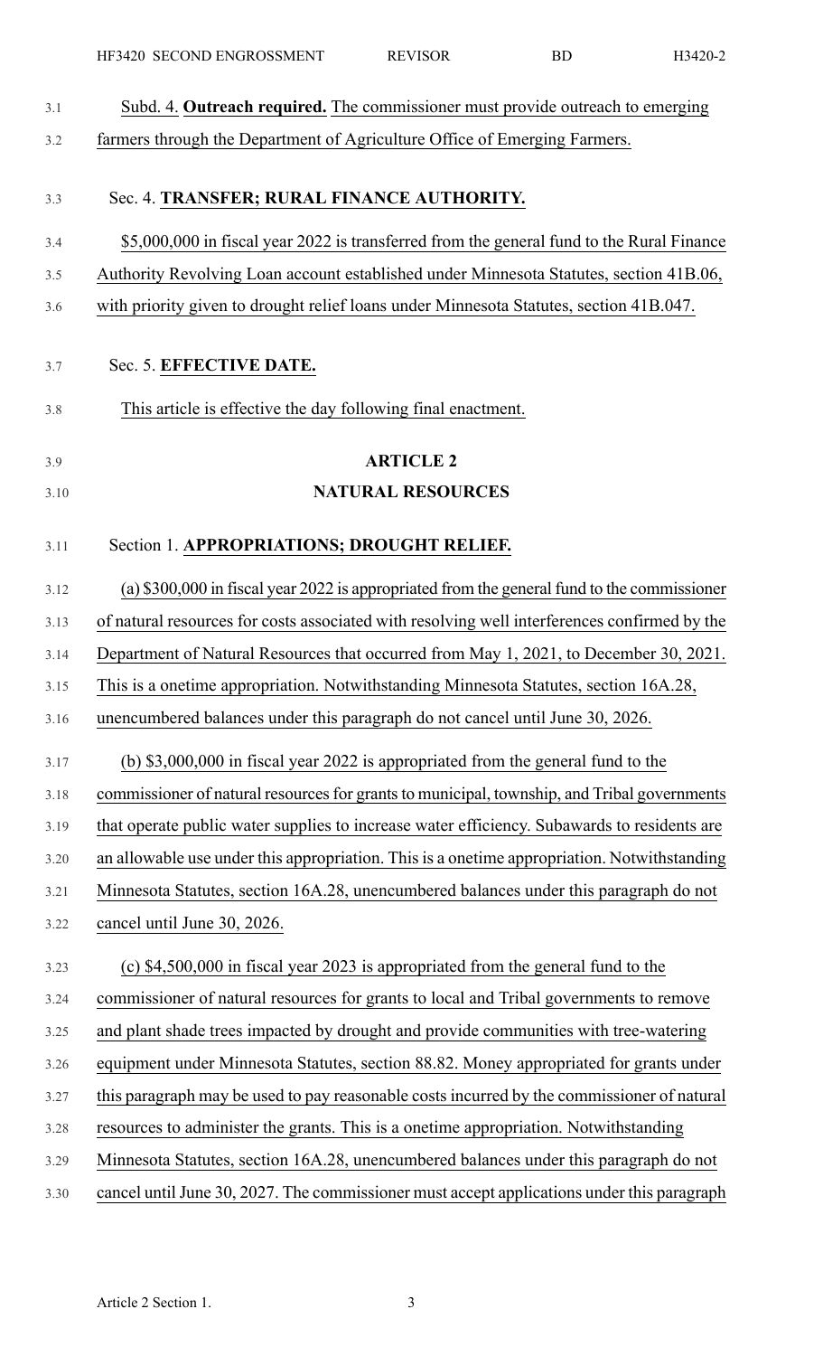Subd. 4. **Outreach required.** The commissioner must provide outreach to emerging farmers through the Department of Agriculture Office of Emerging Farmers.

Sec. 4. **TRANSFER; RURAL FINANCE AUTHORITY.**

$5,000,000 in fiscal year 2022 is transferred from the general fund to the Rural Finance Authority Revolving Loan account established under Minnesota Statutes, section 41B.06, with priority given to drought relief loans under Minnesota Statutes, section 41B.047.

Sec. 5. **EFFECTIVE DATE.**

This article is effective the day following final enactment.

## ARTICLE 2

## NATURAL RESOURCES

Section 1. **APPROPRIATIONS; DROUGHT RELIEF.**

(a) $300,000 in fiscal year 2022 is appropriated from the general fund to the commissioner of natural resources for costs associated with resolving well interferences confirmed by the Department of Natural Resources that occurred from May 1, 2021, to December 30, 2021. This is a onetime appropriation. Notwithstanding Minnesota Statutes, section 16A.28, unencumbered balances under this paragraph do not cancel until June 30, 2026.

(b) $3,000,000 in fiscal year 2022 is appropriated from the general fund to the commissioner of natural resources for grants to municipal, township, and Tribal governments that operate public water supplies to increase water efficiency. Subawards to residents are an allowable use under this appropriation. This is a onetime appropriation. Notwithstanding Minnesota Statutes, section 16A.28, unencumbered balances under this paragraph do not cancel until June 30, 2026.

(c) $4,500,000 in fiscal year 2023 is appropriated from the general fund to the commissioner of natural resources for grants to local and Tribal governments to remove and plant shade trees impacted by drought and provide communities with tree-watering equipment under Minnesota Statutes, section 88.82. Money appropriated for grants under this paragraph may be used to pay reasonable costs incurred by the commissioner of natural resources to administer the grants. This is a onetime appropriation. Notwithstanding Minnesota Statutes, section 16A.28, unencumbered balances under this paragraph do not cancel until June 30, 2027. The commissioner must accept applications under this paragraph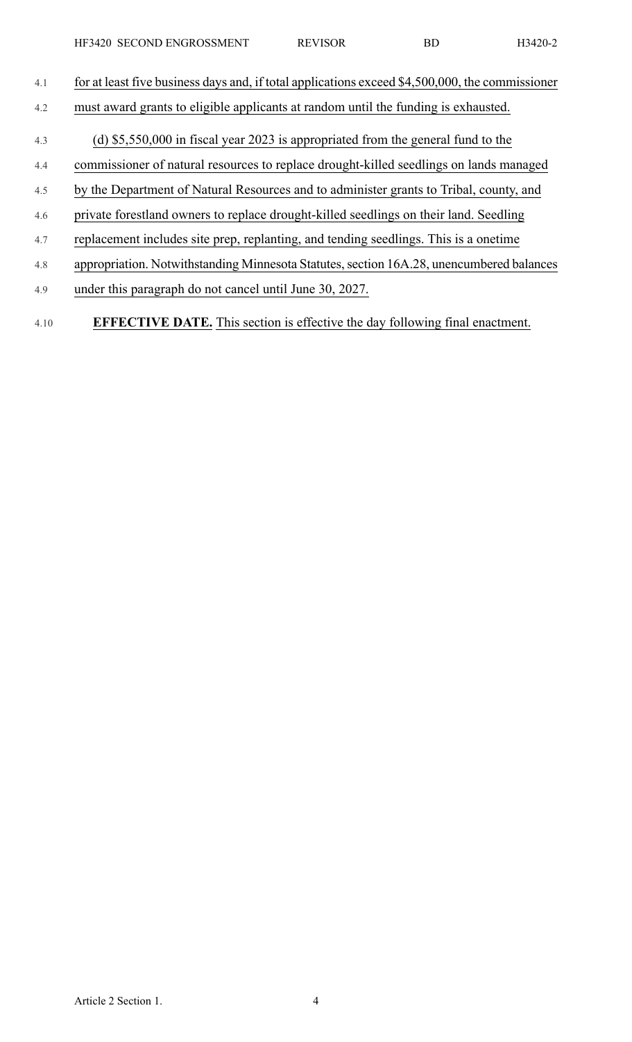for at least five business days and, if total applications exceed $4,500,000, the commissioner must award grants to eligible applicants at random until the funding is exhausted.

(d) $5,550,000 in fiscal year 2023 is appropriated from the general fund to the commissioner of natural resources to replace drought-killed seedlings on lands managed by the Department of Natural Resources and to administer grants to Tribal, county, and private forestland owners to replace drought-killed seedlings on their land. Seedling replacement includes site prep, replanting, and tending seedlings. This is a onetime appropriation. Notwithstanding Minnesota Statutes, section 16A.28, unencumbered balances under this paragraph do not cancel until June 30, 2027.

**EFFECTIVE DATE.** This section is effective the day following final enactment.